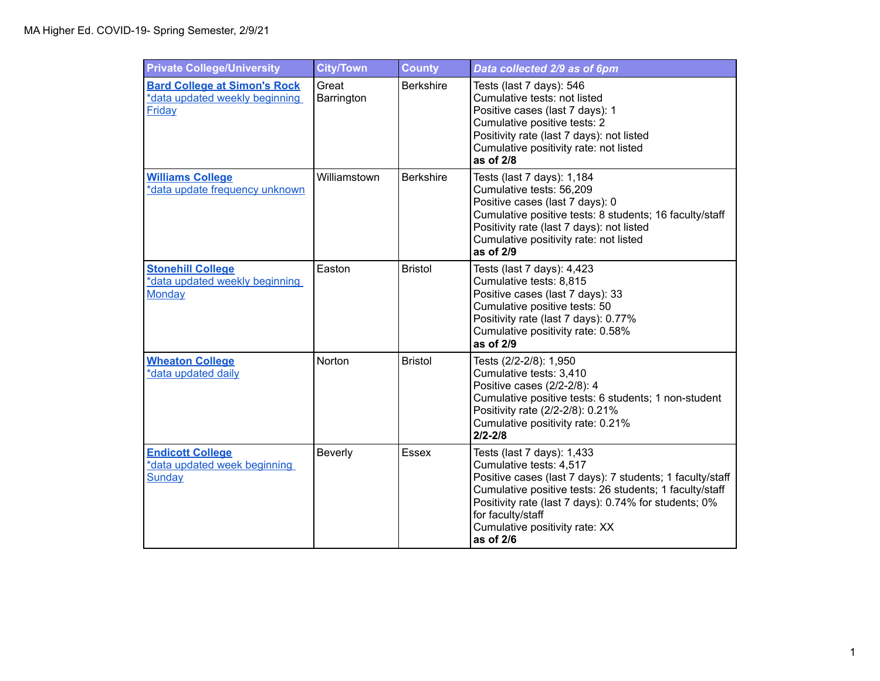MA Higher Ed. COVID-19- Spring Semester, 2/9/21

| Private College/University | City/Town | County | *Data collected 2/9 as of 6pm* |
|---|---|---|---|
| **Bard College at Simon's Rock**<br>*data updated weekly beginning Friday | Great Barrington | Berkshire | Tests (last 7 days): 546<br>Cumulative tests: not listed<br>Positive cases (last 7 days): 1<br>Cumulative positive tests: 2<br>Positivity rate (last 7 days): not listed<br>Cumulative positivity rate: not listed<br>**as of 2/8** |
| **Williams College**<br>*data update frequency unknown | Williamstown | Berkshire | Tests (last 7 days): 1,184<br>Cumulative tests: 56,209<br>Positive cases (last 7 days): 0<br>Cumulative positive tests: 8 students; 16 faculty/staff<br>Positivity rate (last 7 days): not listed<br>Cumulative positivity rate: not listed<br>**as of 2/9** |
| **Stonehill College**<br>*data updated weekly beginning Monday | Easton | Bristol | Tests (last 7 days): 4,423<br>Cumulative tests: 8,815<br>Positive cases (last 7 days): 33<br>Cumulative positive tests: 50<br>Positivity rate (last 7 days): 0.77%<br>Cumulative positivity rate: 0.58%<br>**as of 2/9** |
| **Wheaton College**<br>*data updated daily | Norton | Bristol | Tests (2/2-2/8): 1,950<br>Cumulative tests: 3,410<br>Positive cases (2/2-2/8): 4<br>Cumulative positive tests: 6 students; 1 non-student<br>Positivity rate (2/2-2/8): 0.21%<br>Cumulative positivity rate: 0.21%<br>**2/2-2/8** |
| **Endicott College**<br>*data updated week beginning Sunday | Beverly | Essex | Tests (last 7 days): 1,433<br>Cumulative tests: 4,517<br>Positive cases (last 7 days): 7 students; 1 faculty/staff<br>Cumulative positive tests: 26 students; 1 faculty/staff<br>Positivity rate (last 7 days): 0.74% for students; 0% for faculty/staff<br>Cumulative positivity rate: XX<br>**as of 2/6** |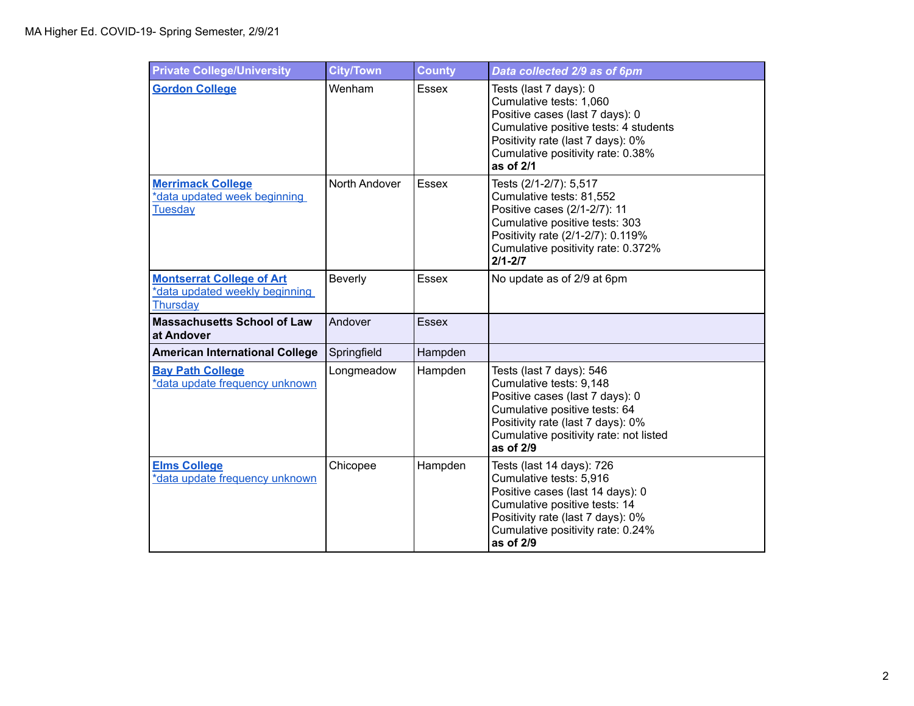MA Higher Ed. COVID-19- Spring Semester, 2/9/21

| Private College/University | City/Town | County | *Data collected 2/9 as of 6pm* |
|---|---|---|---|
| **Gordon College** | Wenham | Essex | Tests (last 7 days): 0<br>Cumulative tests: 1,060<br>Positive cases (last 7 days): 0<br>Cumulative positive tests: 4 students<br>Positivity rate (last 7 days): 0%<br>Cumulative positivity rate: 0.38%<br>**as of 2/1** |
| **Merrimack College**<br>*data updated week beginning Tuesday | North Andover | Essex | Tests (2/1-2/7): 5,517<br>Cumulative tests: 81,552<br>Positive cases (2/1-2/7): 11<br>Cumulative positive tests: 303<br>Positivity rate (2/1-2/7): 0.119%<br>Cumulative positivity rate: 0.372%<br>**2/1-2/7** |
| **Montserrat College of Art**<br>*data updated weekly beginning Thursday | Beverly | Essex | No update as of 2/9 at 6pm |
| **Massachusetts School of Law at Andover** | Andover | Essex | |
| **American International College** | Springfield | Hampden | |
| **Bay Path College**<br>*data update frequency unknown | Longmeadow | Hampden | Tests (last 7 days): 546<br>Cumulative tests: 9,148<br>Positive cases (last 7 days): 0<br>Cumulative positive tests: 64<br>Positivity rate (last 7 days): 0%<br>Cumulative positivity rate: not listed<br>**as of 2/9** |
| **Elms College**<br>*data update frequency unknown | Chicopee | Hampden | Tests (last 14 days): 726<br>Cumulative tests: 5,916<br>Positive cases (last 14 days): 0<br>Cumulative positive tests: 14<br>Positivity rate (last 7 days): 0%<br>Cumulative positivity rate: 0.24%<br>**as of 2/9** |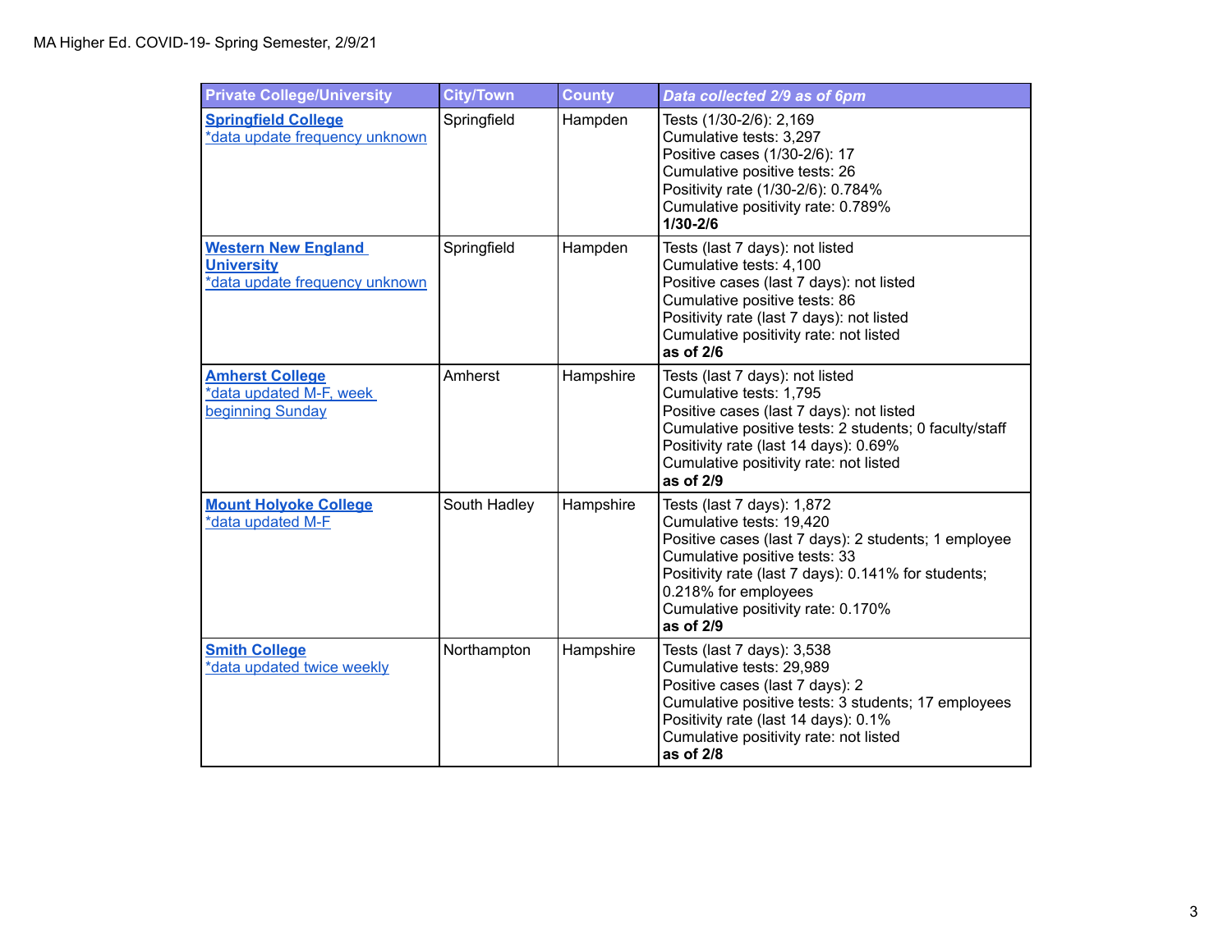MA Higher Ed. COVID-19- Spring Semester, 2/9/21

| Private College/University | City/Town | County | *Data collected 2/9 as of 6pm* |
|---|---|---|---|
| **Springfield College**<br>*data update frequency unknown | Springfield | Hampden | Tests (1/30-2/6): 2,169<br>Cumulative tests: 3,297<br>Positive cases (1/30-2/6): 17<br>Cumulative positive tests: 26<br>Positivity rate (1/30-2/6): 0.784%<br>Cumulative positivity rate: 0.789%<br>**1/30-2/6** |
| **Western New England University**<br>*data update frequency unknown | Springfield | Hampden | Tests (last 7 days): not listed<br>Cumulative tests: 4,100<br>Positive cases (last 7 days): not listed<br>Cumulative positive tests: 86<br>Positivity rate (last 7 days): not listed<br>Cumulative positivity rate: not listed<br>**as of 2/6** |
| **Amherst College**<br>*data updated M-F, week beginning Sunday | Amherst | Hampshire | Tests (last 7 days): not listed<br>Cumulative tests: 1,795<br>Positive cases (last 7 days): not listed<br>Cumulative positive tests: 2 students; 0 faculty/staff<br>Positivity rate (last 14 days): 0.69%<br>Cumulative positivity rate: not listed<br>**as of 2/9** |
| **Mount Holyoke College**<br>*data updated M-F | South Hadley | Hampshire | Tests (last 7 days): 1,872<br>Cumulative tests: 19,420<br>Positive cases (last 7 days): 2 students; 1 employee<br>Cumulative positive tests: 33<br>Positivity rate (last 7 days): 0.141% for students; 0.218% for employees<br>Cumulative positivity rate: 0.170%<br>**as of 2/9** |
| **Smith College**<br>*data updated twice weekly | Northampton | Hampshire | Tests (last 7 days): 3,538<br>Cumulative tests: 29,989<br>Positive cases (last 7 days): 2<br>Cumulative positive tests: 3 students; 17 employees<br>Positivity rate (last 14 days): 0.1%<br>Cumulative positivity rate: not listed<br>**as of 2/8** |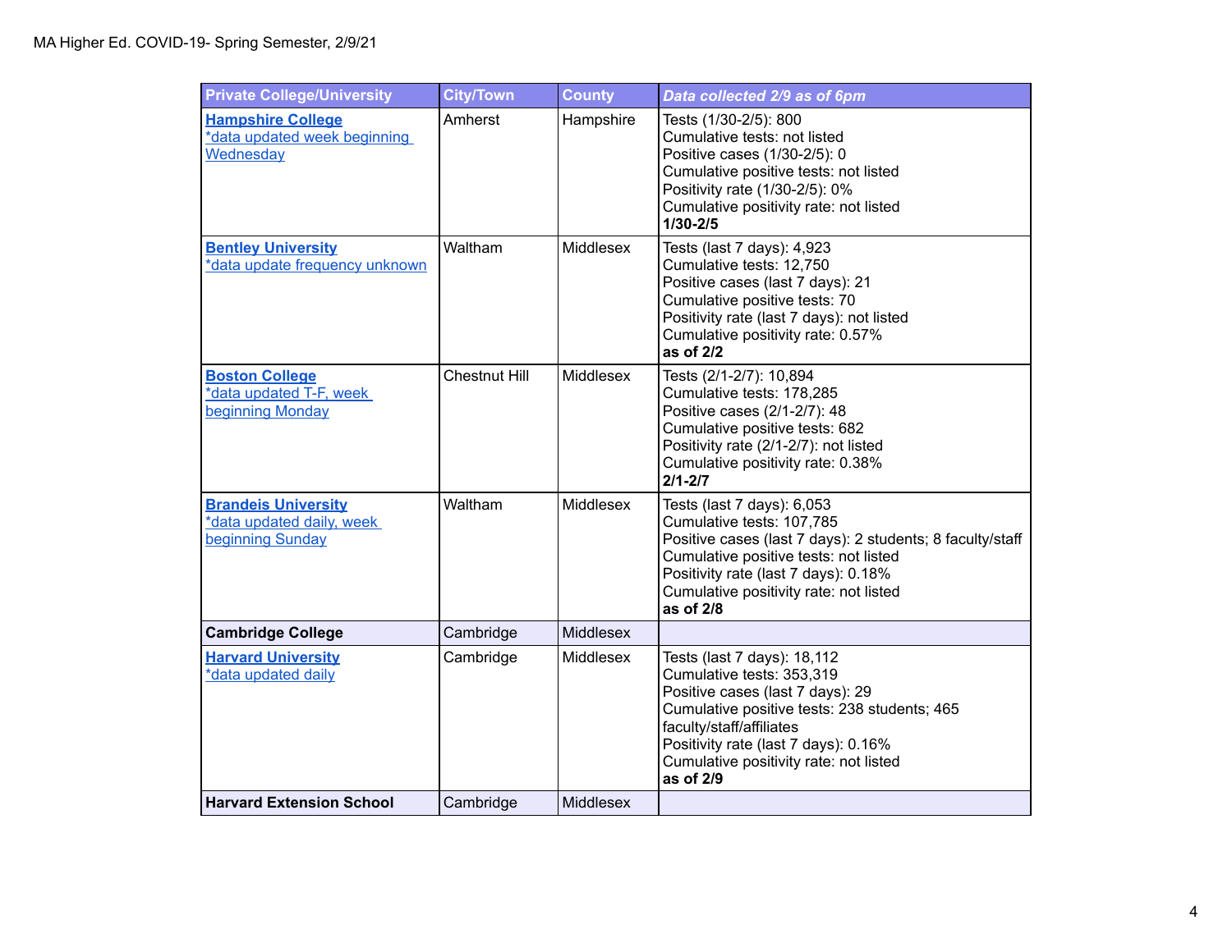MA Higher Ed. COVID-19- Spring Semester, 2/9/21

| Private College/University | City/Town | County | *Data collected 2/9 as of 6pm* |
|---|---|---|---|
| **Hampshire College**<br>*data updated week beginning Wednesday | Amherst | Hampshire | Tests (1/30-2/5): 800<br>Cumulative tests: not listed<br>Positive cases (1/30-2/5): 0<br>Cumulative positive tests: not listed<br>Positivity rate (1/30-2/5): 0%<br>Cumulative positivity rate: not listed<br>**1/30-2/5** |
| **Bentley University**<br>*data update frequency unknown | Waltham | Middlesex | Tests (last 7 days): 4,923<br>Cumulative tests: 12,750<br>Positive cases (last 7 days): 21<br>Cumulative positive tests: 70<br>Positivity rate (last 7 days): not listed<br>Cumulative positivity rate: 0.57%<br>**as of 2/2** |
| **Boston College**<br>*data updated T-F, week beginning Monday | Chestnut Hill | Middlesex | Tests (2/1-2/7): 10,894<br>Cumulative tests: 178,285<br>Positive cases (2/1-2/7): 48<br>Cumulative positive tests: 682<br>Positivity rate (2/1-2/7): not listed<br>Cumulative positivity rate: 0.38%<br>**2/1-2/7** |
| **Brandeis University**<br>*data updated daily, week beginning Sunday | Waltham | Middlesex | Tests (last 7 days): 6,053<br>Cumulative tests: 107,785<br>Positive cases (last 7 days): 2 students; 8 faculty/staff<br>Cumulative positive tests: not listed<br>Positivity rate (last 7 days): 0.18%<br>Cumulative positivity rate: not listed<br>**as of 2/8** |
| **Cambridge College** | Cambridge | Middlesex | |
| **Harvard University**<br>*data updated daily | Cambridge | Middlesex | Tests (last 7 days): 18,112<br>Cumulative tests: 353,319<br>Positive cases (last 7 days): 29<br>Cumulative positive tests: 238 students; 465 faculty/staff/affiliates<br>Positivity rate (last 7 days): 0.16%<br>Cumulative positivity rate: not listed<br>**as of 2/9** |
| **Harvard Extension School** | Cambridge | Middlesex | |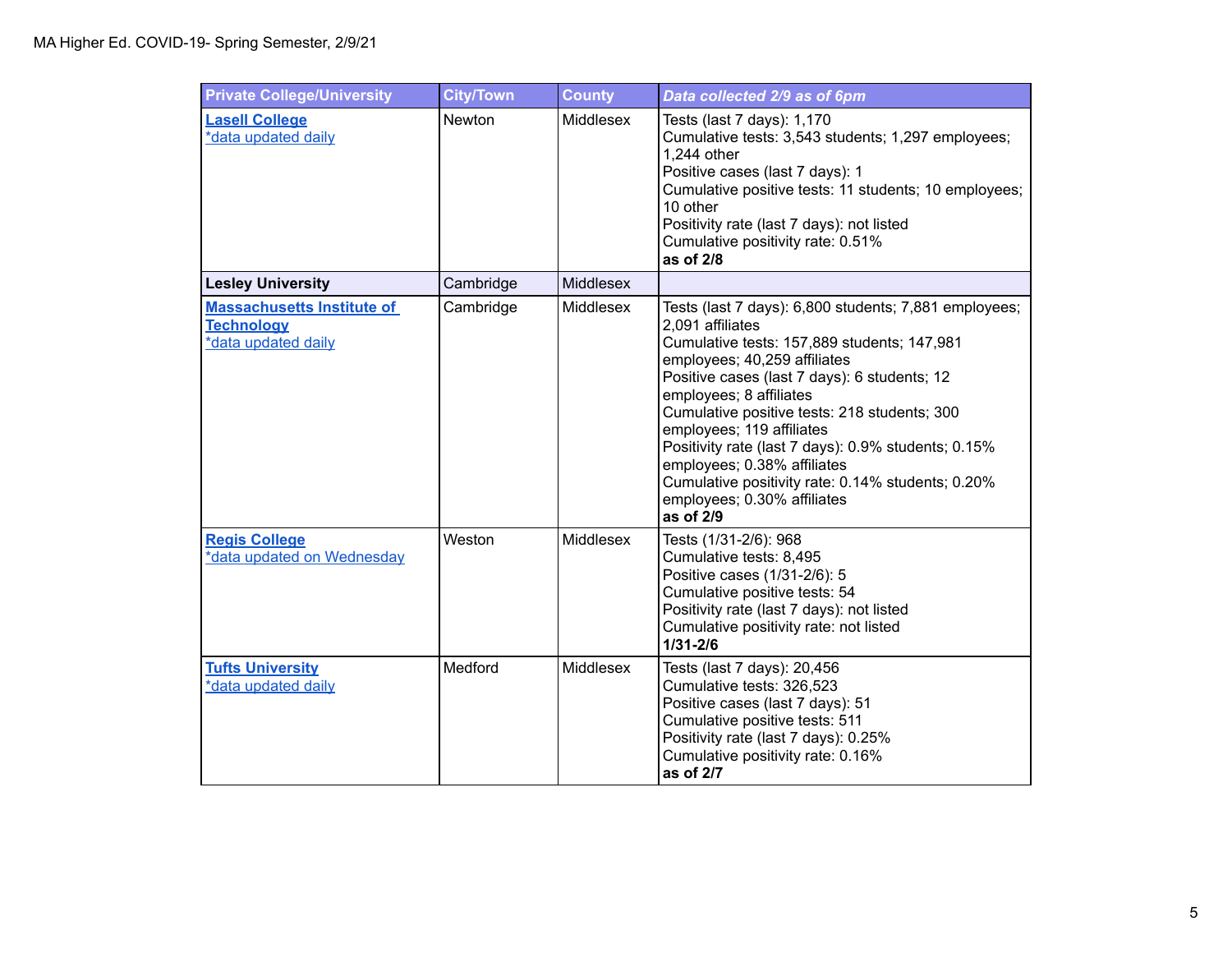MA Higher Ed. COVID-19- Spring Semester, 2/9/21

| Private College/University | City/Town | County | *Data collected 2/9 as of 6pm* |
|---|---|---|---|
| **Lasell College** *data updated daily | Newton | Middlesex | Tests (last 7 days): 1,170<br>Cumulative tests: 3,543 students; 1,297 employees; 1,244 other<br>Positive cases (last 7 days): 1<br>Cumulative positive tests: 11 students; 10 employees; 10 other<br>Positivity rate (last 7 days): not listed<br>Cumulative positivity rate: 0.51%<br>**as of 2/8** |
| **Lesley University** | Cambridge | Middlesex | |
| **Massachusetts Institute of Technology** *data updated daily | Cambridge | Middlesex | Tests (last 7 days): 6,800 students; 7,881 employees; 2,091 affiliates<br>Cumulative tests: 157,889 students; 147,981 employees; 40,259 affiliates<br>Positive cases (last 7 days): 6 students; 12 employees; 8 affiliates<br>Cumulative positive tests: 218 students; 300 employees; 119 affiliates<br>Positivity rate (last 7 days): 0.9% students; 0.15% employees; 0.38% affiliates<br>Cumulative positivity rate: 0.14% students; 0.20% employees; 0.30% affiliates<br>**as of 2/9** |
| **Regis College** *data updated on Wednesday | Weston | Middlesex | Tests (1/31-2/6): 968<br>Cumulative tests: 8,495<br>Positive cases (1/31-2/6): 5<br>Cumulative positive tests: 54<br>Positivity rate (last 7 days): not listed<br>Cumulative positivity rate: not listed<br>**1/31-2/6** |
| **Tufts University** *data updated daily | Medford | Middlesex | Tests (last 7 days): 20,456<br>Cumulative tests: 326,523<br>Positive cases (last 7 days): 51<br>Cumulative positive tests: 511<br>Positivity rate (last 7 days): 0.25%<br>Cumulative positivity rate: 0.16%<br>**as of 2/7** |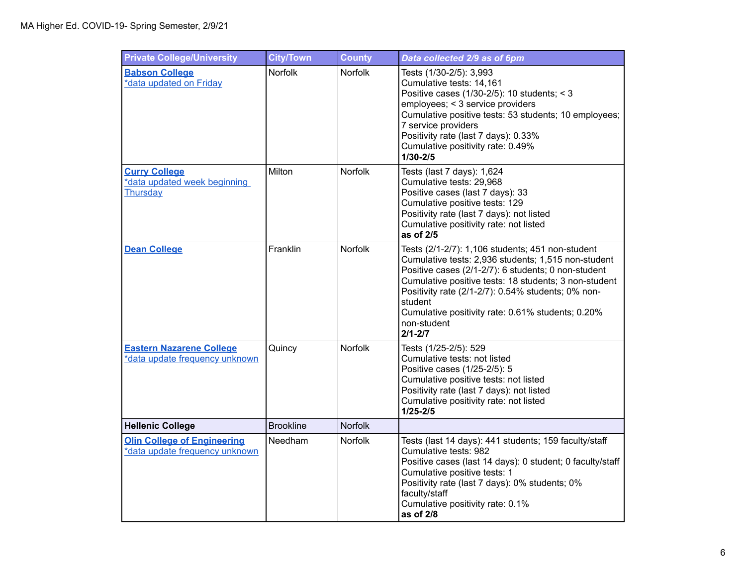MA Higher Ed. COVID-19- Spring Semester, 2/9/21

| Private College/University | City/Town | County | *Data collected 2/9 as of 6pm* |
|---|---|---|---|
| **Babson College**<br>*data updated on Friday | Norfolk | Norfolk | Tests (1/30-2/5): 3,993<br>Cumulative tests: 14,161<br>Positive cases (1/30-2/5): 10 students; < 3 employees; < 3 service providers<br>Cumulative positive tests: 53 students; 10 employees; 7 service providers<br>Positivity rate (last 7 days): 0.33%<br>Cumulative positivity rate: 0.49%<br>**1/30-2/5** |
| **Curry College**<br>*data updated week beginning Thursday | Milton | Norfolk | Tests (last 7 days): 1,624<br>Cumulative tests: 29,968<br>Positive cases (last 7 days): 33<br>Cumulative positive tests: 129<br>Positivity rate (last 7 days): not listed<br>Cumulative positivity rate: not listed<br>**as of 2/5** |
| **Dean College** | Franklin | Norfolk | Tests (2/1-2/7): 1,106 students; 451 non-student<br>Cumulative tests: 2,936 students; 1,515 non-student<br>Positive cases (2/1-2/7): 6 students; 0 non-student<br>Cumulative positive tests: 18 students; 3 non-student<br>Positivity rate (2/1-2/7): 0.54% students; 0% non-student<br>Cumulative positivity rate: 0.61% students; 0.20% non-student<br>**2/1-2/7** |
| **Eastern Nazarene College**<br>*data update frequency unknown | Quincy | Norfolk | Tests (1/25-2/5): 529<br>Cumulative tests: not listed<br>Positive cases (1/25-2/5): 5<br>Cumulative positive tests: not listed<br>Positivity rate (last 7 days): not listed<br>Cumulative positivity rate: not listed<br>**1/25-2/5** |
| **Hellenic College** | Brookline | Norfolk | |
| **Olin College of Engineering**<br>*data update frequency unknown | Needham | Norfolk | Tests (last 14 days): 441 students; 159 faculty/staff<br>Cumulative tests: 982<br>Positive cases (last 14 days): 0 student; 0 faculty/staff<br>Cumulative positive tests: 1<br>Positivity rate (last 7 days): 0% students; 0% faculty/staff<br>Cumulative positivity rate: 0.1%<br>**as of 2/8** |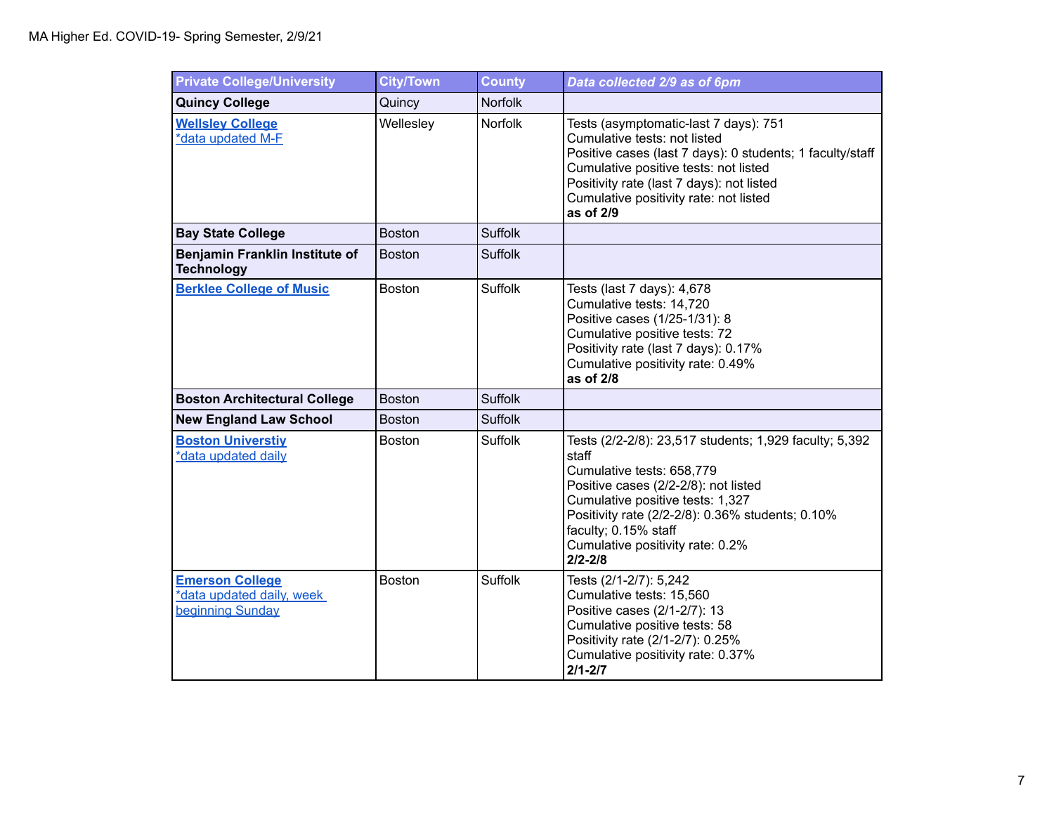MA Higher Ed. COVID-19- Spring Semester, 2/9/21

| Private College/University | City/Town | County | *Data collected 2/9 as of 6pm* |
|---|---|---|---|
| **Quincy College** | Quincy | Norfolk | |
| **Wellsley College**<br>*data updated M-F | Wellesley | Norfolk | Tests (asymptomatic-last 7 days): 751<br>Cumulative tests: not listed<br>Positive cases (last 7 days): 0 students; 1 faculty/staff<br>Cumulative positive tests: not listed<br>Positivity rate (last 7 days): not listed<br>Cumulative positivity rate: not listed<br>**as of 2/9** |
| **Bay State College** | Boston | Suffolk | |
| **Benjamin Franklin Institute of Technology** | Boston | Suffolk | |
| **Berklee College of Music** | Boston | Suffolk | Tests (last 7 days): 4,678<br>Cumulative tests: 14,720<br>Positive cases (1/25-1/31): 8<br>Cumulative positive tests: 72<br>Positivity rate (last 7 days): 0.17%<br>Cumulative positivity rate: 0.49%<br>**as of 2/8** |
| **Boston Architectural College** | Boston | Suffolk | |
| **New England Law School** | Boston | Suffolk | |
| **Boston Universtiy**<br>*data updated daily | Boston | Suffolk | Tests (2/2-2/8): 23,517 students; 1,929 faculty; 5,392 staff<br>Cumulative tests: 658,779<br>Positive cases (2/2-2/8): not listed<br>Cumulative positive tests: 1,327<br>Positivity rate (2/2-2/8): 0.36% students; 0.10% faculty; 0.15% staff<br>Cumulative positivity rate: 0.2%<br>**2/2-2/8** |
| **Emerson College**<br>*data updated daily, week beginning Sunday | Boston | Suffolk | Tests (2/1-2/7): 5,242<br>Cumulative tests: 15,560<br>Positive cases (2/1-2/7): 13<br>Cumulative positive tests: 58<br>Positivity rate (2/1-2/7): 0.25%<br>Cumulative positivity rate: 0.37%<br>**2/1-2/7** |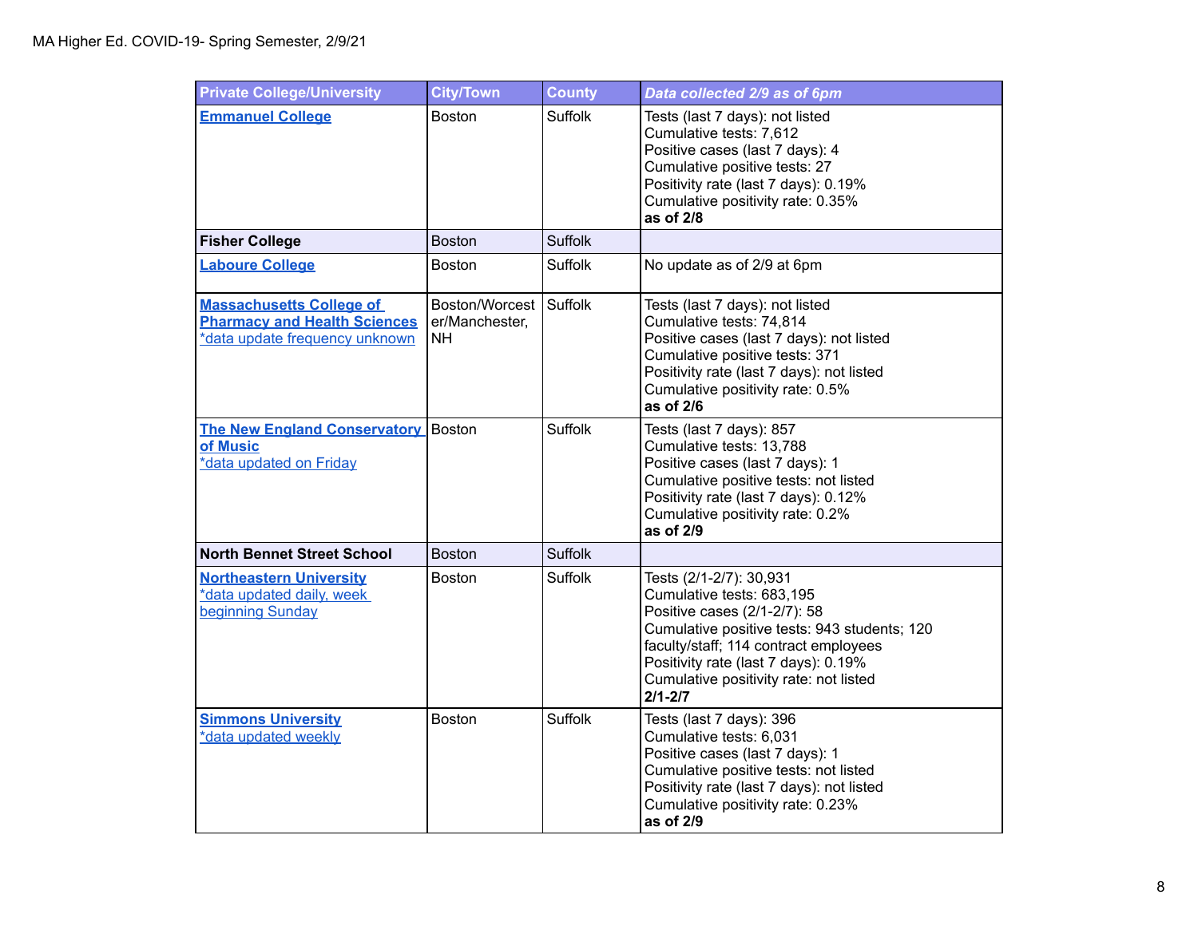MA Higher Ed. COVID-19- Spring Semester, 2/9/21

| Private College/University | City/Town | County | *Data collected 2/9 as of 6pm* |
|---|---|---|---|
| **Emmanuel College** | Boston | Suffolk | Tests (last 7 days): not listed<br>Cumulative tests: 7,612<br>Positive cases (last 7 days): 4<br>Cumulative positive tests: 27<br>Positivity rate (last 7 days): 0.19%<br>Cumulative positivity rate: 0.35%<br>**as of 2/8** |
| **Fisher College** | Boston | Suffolk | |
| **Laboure College** | Boston | Suffolk | No update as of 2/9 at 6pm |
| **Massachusetts College of Pharmacy and Health Sciences**<br>*data update frequency unknown | Boston/Worcester/Manchester, NH | Suffolk | Tests (last 7 days): not listed<br>Cumulative tests: 74,814<br>Positive cases (last 7 days): not listed<br>Cumulative positive tests: 371<br>Positivity rate (last 7 days): not listed<br>Cumulative positivity rate: 0.5%<br>**as of 2/6** |
| **The New England Conservatory of Music**<br>*data updated on Friday | Boston | Suffolk | Tests (last 7 days): 857<br>Cumulative tests: 13,788<br>Positive cases (last 7 days): 1<br>Cumulative positive tests: not listed<br>Positivity rate (last 7 days): 0.12%<br>Cumulative positivity rate: 0.2%<br>**as of 2/9** |
| **North Bennet Street School** | Boston | Suffolk | |
| **Northeastern University**<br>*data updated daily, week beginning Sunday | Boston | Suffolk | Tests (2/1-2/7): 30,931<br>Cumulative tests: 683,195<br>Positive cases (2/1-2/7): 58<br>Cumulative positive tests: 943 students; 120 faculty/staff; 114 contract employees<br>Positivity rate (last 7 days): 0.19%<br>Cumulative positivity rate: not listed<br>**2/1-2/7** |
| **Simmons University**<br>*data updated weekly | Boston | Suffolk | Tests (last 7 days): 396<br>Cumulative tests: 6,031<br>Positive cases (last 7 days): 1<br>Cumulative positive tests: not listed<br>Positivity rate (last 7 days): not listed<br>Cumulative positivity rate: 0.23%<br>**as of 2/9** |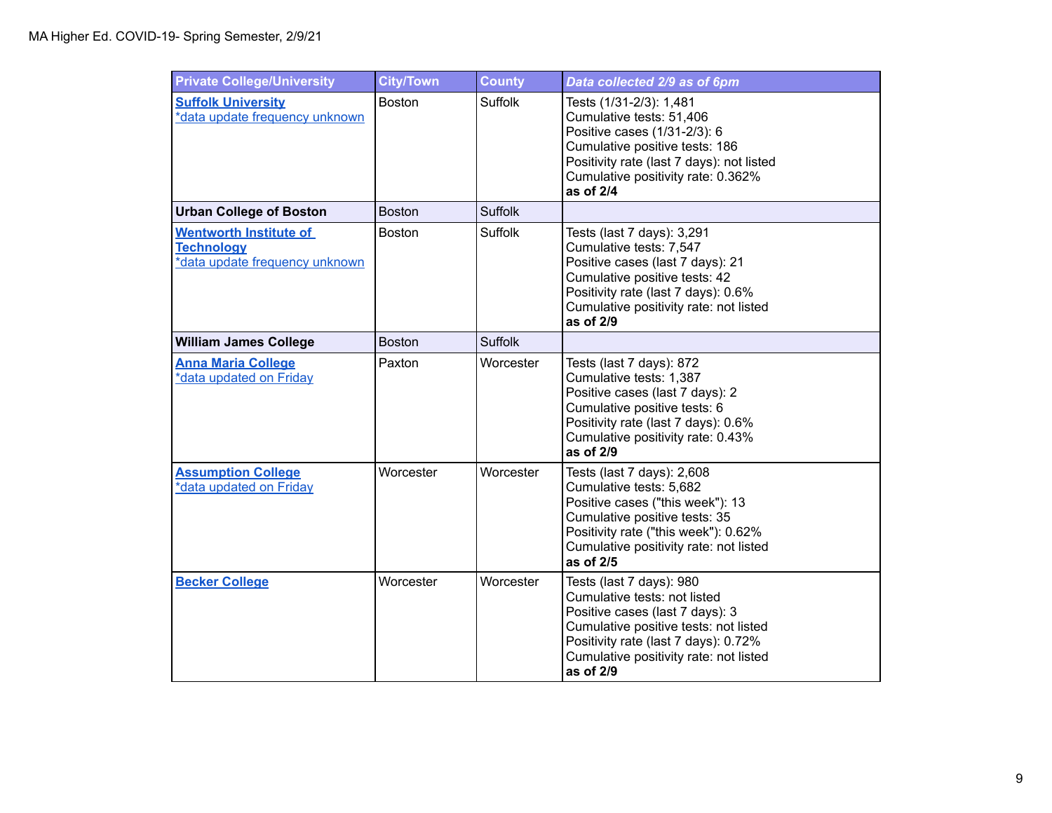MA Higher Ed. COVID-19- Spring Semester, 2/9/21

| Private College/University | City/Town | County | *Data collected 2/9 as of 6pm* |
|---|---|---|---|
| **Suffolk University**<br>*data update frequency unknown | Boston | Suffolk | Tests (1/31-2/3): 1,481<br>Cumulative tests: 51,406<br>Positive cases (1/31-2/3): 6<br>Cumulative positive tests: 186<br>Positivity rate (last 7 days): not listed<br>Cumulative positivity rate: 0.362%<br>**as of 2/4** |
| **Urban College of Boston** | Boston | Suffolk | |
| **Wentworth Institute of Technology**<br>*data update frequency unknown | Boston | Suffolk | Tests (last 7 days): 3,291<br>Cumulative tests: 7,547<br>Positive cases (last 7 days): 21<br>Cumulative positive tests: 42<br>Positivity rate (last 7 days): 0.6%<br>Cumulative positivity rate: not listed<br>**as of 2/9** |
| **William James College** | Boston | Suffolk | |
| **Anna Maria College**<br>*data updated on Friday | Paxton | Worcester | Tests (last 7 days): 872<br>Cumulative tests: 1,387<br>Positive cases (last 7 days): 2<br>Cumulative positive tests: 6<br>Positivity rate (last 7 days): 0.6%<br>Cumulative positivity rate: 0.43%<br>**as of 2/9** |
| **Assumption College**<br>*data updated on Friday | Worcester | Worcester | Tests (last 7 days): 2,608<br>Cumulative tests: 5,682<br>Positive cases ("this week"): 13<br>Cumulative positive tests: 35<br>Positivity rate ("this week"): 0.62%<br>Cumulative positivity rate: not listed<br>**as of 2/5** |
| **Becker College** | Worcester | Worcester | Tests (last 7 days): 980<br>Cumulative tests: not listed<br>Positive cases (last 7 days): 3<br>Cumulative positive tests: not listed<br>Positivity rate (last 7 days): 0.72%<br>Cumulative positivity rate: not listed<br>**as of 2/9** |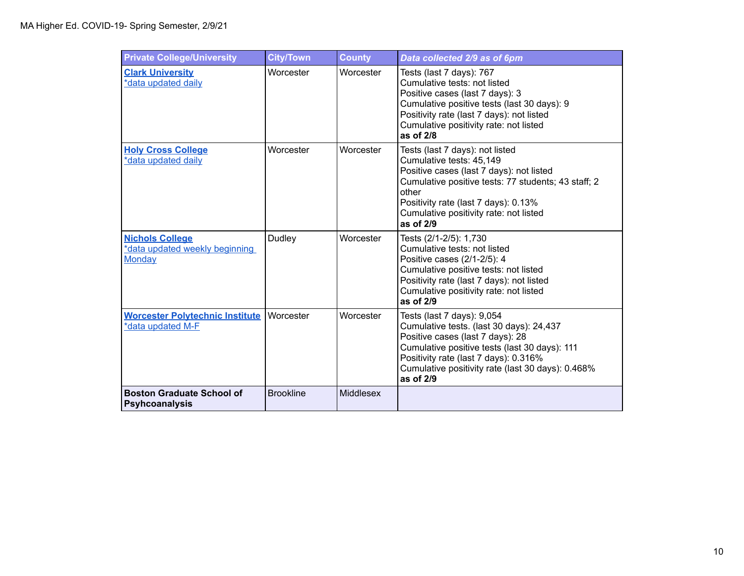MA Higher Ed. COVID-19- Spring Semester, 2/9/21

| Private College/University | City/Town | County | *Data collected 2/9 as of 6pm* |
|---|---|---|---|
| **Clark University** *data updated daily | Worcester | Worcester | Tests (last 7 days): 767<br>Cumulative tests: not listed<br>Positive cases (last 7 days): 3<br>Cumulative positive tests (last 30 days): 9<br>Positivity rate (last 7 days): not listed<br>Cumulative positivity rate: not listed<br>**as of 2/8** |
| **Holy Cross College** *data updated daily | Worcester | Worcester | Tests (last 7 days): not listed<br>Cumulative tests: 45,149<br>Positive cases (last 7 days): not listed<br>Cumulative positive tests: 77 students; 43 staff; 2 other<br>Positivity rate (last 7 days): 0.13%<br>Cumulative positivity rate: not listed<br>**as of 2/9** |
| **Nichols College** *data updated weekly beginning Monday | Dudley | Worcester | Tests (2/1-2/5): 1,730<br>Cumulative tests: not listed<br>Positive cases (2/1-2/5): 4<br>Cumulative positive tests: not listed<br>Positivity rate (last 7 days): not listed<br>Cumulative positivity rate: not listed<br>**as of 2/9** |
| **Worcester Polytechnic Institute** *data updated M-F | Worcester | Worcester | Tests (last 7 days): 9,054<br>Cumulative tests. (last 30 days): 24,437<br>Positive cases (last 7 days): 28<br>Cumulative positive tests (last 30 days): 111<br>Positivity rate (last 7 days): 0.316%<br>Cumulative positivity rate (last 30 days): 0.468%<br>**as of 2/9** |
| **Boston Graduate School of Psyhcoanalysis** | Brookline | Middlesex | |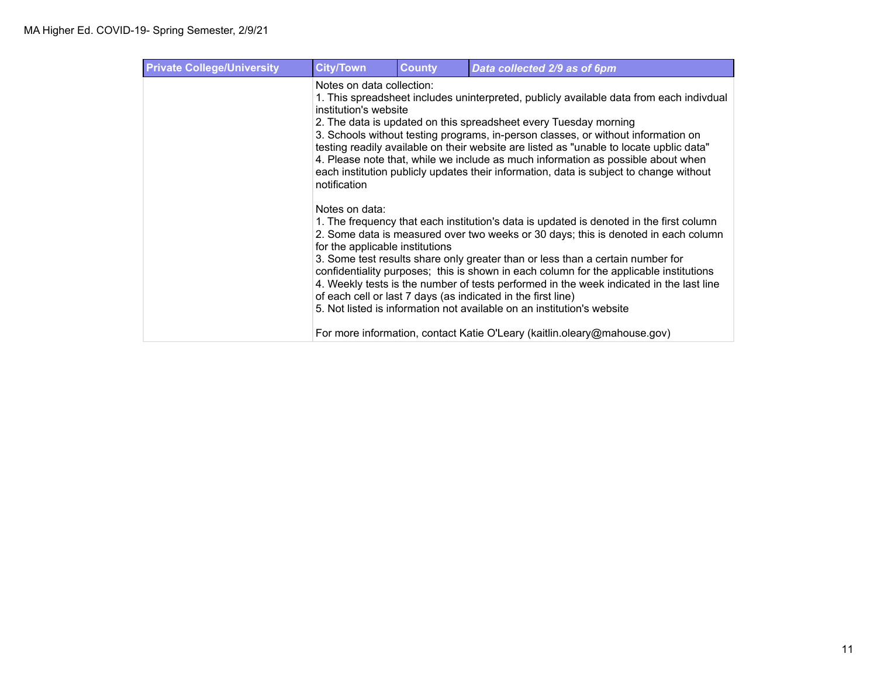| Private College/University | City/Town | County | *Data collected 2/9 as of 6pm* |
| --- | --- | --- | --- |
| | Notes on data collection:<br>1. This spreadsheet includes uninterpreted, publicly available data from each indivdual institution's website<br>2. The data is updated on this spreadsheet every Tuesday morning<br>3. Schools without testing programs, in-person classes, or without information on testing readily available on their website are listed as "unable to locate upblic data"<br>4. Please note that, while we include as much information as possible about when each institution publicly updates their information, data is subject to change without notification<br><br>Notes on data:<br>1. The frequency that each institution's data is updated is denoted in the first column<br>2. Some data is measured over two weeks or 30 days; this is denoted in each column for the applicable institutions<br>3. Some test results share only greater than or less than a certain number for confidentiality purposes; this is shown in each column for the applicable institutions<br>4. Weekly tests is the number of tests performed in the week indicated in the last line of each cell or last 7 days (as indicated in the first line)<br>5. Not listed is information not available on an institution's website<br><br>For more information, contact Katie O'Leary (kaitlin.oleary@mahouse.gov) | | |